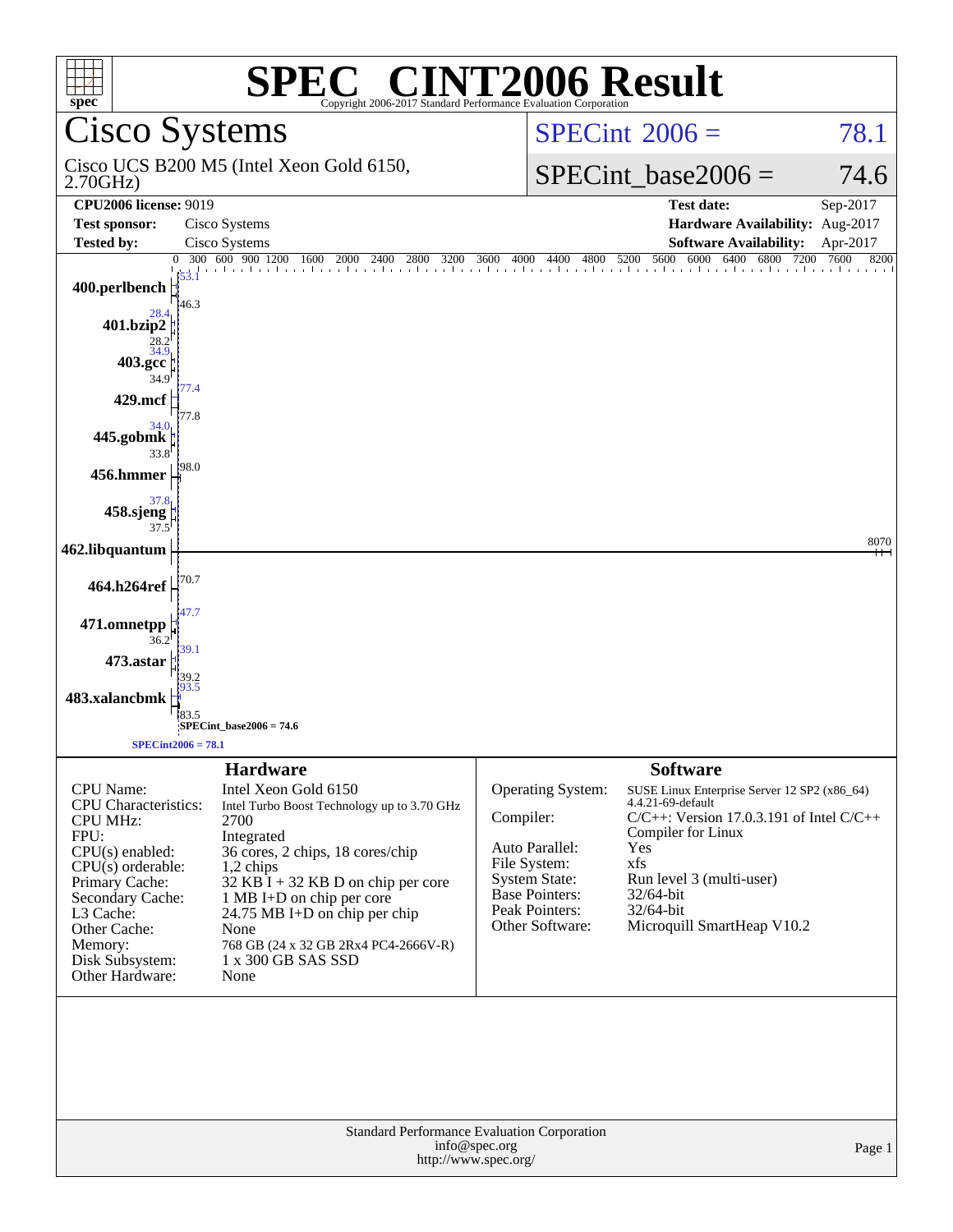# SPEC® CINT2006 Result

Copyright 2006-2017 Standard Performance Evaluation Corporation

## Cisco Systems

Cisco UCS B200 M5 (Intel Xeon Gold 6150, 2.70GHz)

**SPECint 2006 = 78.1**

**SPECint_base2006 = 74.6**

| | | | |
|---|---|---|---|
| **CPU2006 license:** 9019 | | **Test date:** | Sep-2017 |
| **Test sponsor:** | Cisco Systems | **Hardware Availability:** | Aug-2017 |
| **Tested by:** | Cisco Systems | **Software Availability:** | Apr-2017 |

| Benchmark | Peak | Base |
|---|---|---|
| 400.perlbench | 53.1 | 46.3 |
| 401.bzip2 | 28.4 | 28.2 |
| 403.gcc | 34.9 | 34.9 |
| 429.mcf | 77.4 | 77.8 |
| 445.gobmk | 34.0 | 33.8 |
| 456.hmmer | 98.0 | |
| 458.sjeng | 37.8 | 37.5 |
| 462.libquantum | 8070 | |
| 464.h264ref | 70.7 | |
| 471.omnetpp | 47.7 | 36.2 |
| 473.astar | 39.1 | 39.2 |
| 483.xalancbmk | 93.5 | 83.5 |

SPECint_base2006 = 74.6

SPECint2006 = 78.1

### Hardware

| | |
|---|---|
| CPU Name: | Intel Xeon Gold 6150 |
| CPU Characteristics: | Intel Turbo Boost Technology up to 3.70 GHz |
| CPU MHz: | 2700 |
| FPU: | Integrated |
| CPU(s) enabled: | 36 cores, 2 chips, 18 cores/chip |
| CPU(s) orderable: | 1,2 chips |
| Primary Cache: | 32 KB I + 32 KB D on chip per core |
| Secondary Cache: | 1 MB I+D on chip per core |
| L3 Cache: | 24.75 MB I+D on chip per chip |
| Other Cache: | None |
| Memory: | 768 GB (24 x 32 GB 2Rx4 PC4-2666V-R) |
| Disk Subsystem: | 1 x 300 GB SAS SSD |
| Other Hardware: | None |

### Software

| | |
|---|---|
| Operating System: | SUSE Linux Enterprise Server 12 SP2 (x86_64) 4.4.21-69-default |
| Compiler: | C/C++: Version 17.0.3.191 of Intel C/C++ Compiler for Linux |
| Auto Parallel: | Yes |
| File System: | xfs |
| System State: | Run level 3 (multi-user) |
| Base Pointers: | 32/64-bit |
| Peak Pointers: | 32/64-bit |
| Other Software: | Microquill SmartHeap V10.2 |

Standard Performance Evaluation Corporation
info@spec.org
http://www.spec.org/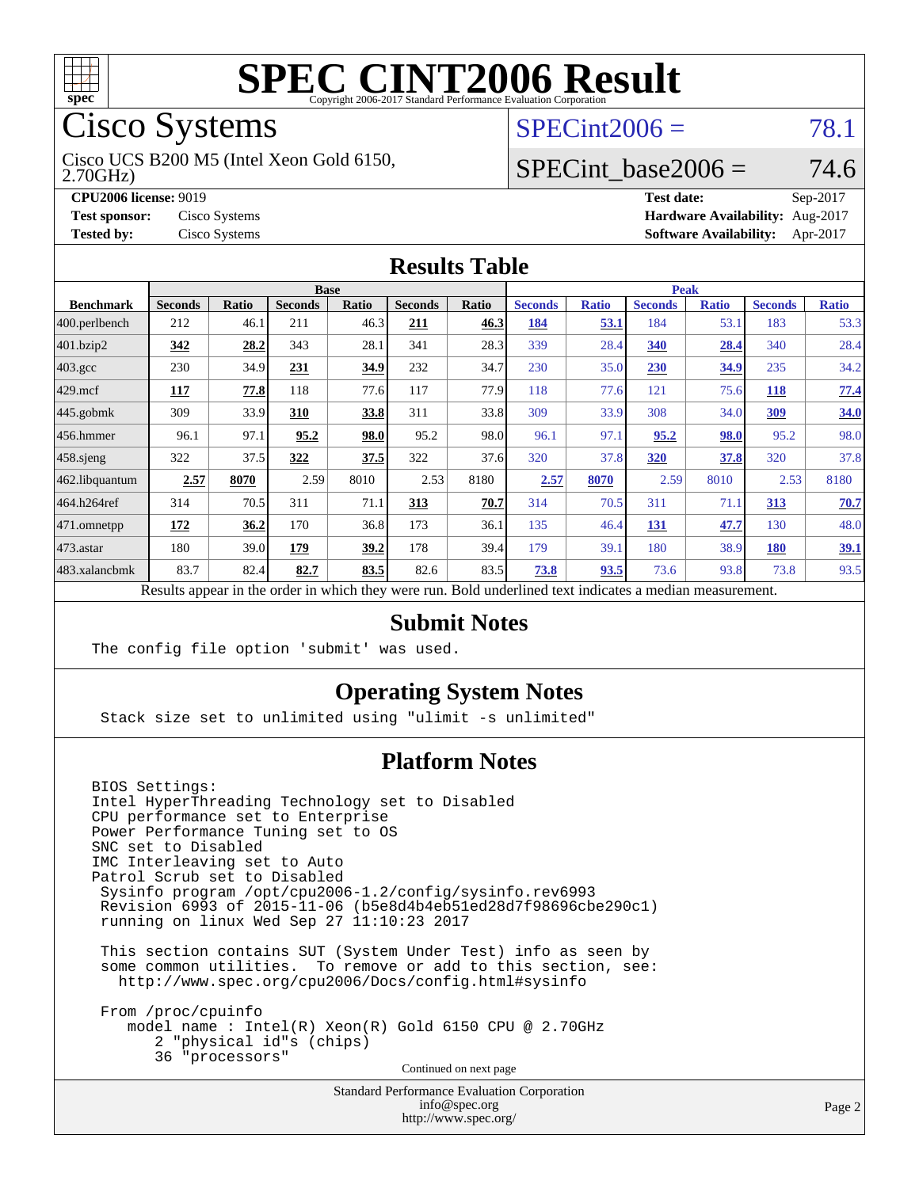# SPEC CINT2006 Result

Copyright 2006-2017 Standard Performance Evaluation Corporation

## Cisco Systems

Cisco UCS B200 M5 (Intel Xeon Gold 6150, 2.70GHz)

SPECint2006 = 78.1

SPECint_base2006 = 74.6

**CPU2006 license:** 9019
**Test sponsor:** Cisco Systems
**Tested by:** Cisco Systems

**Test date:** Sep-2017
**Hardware Availability:** Aug-2017
**Software Availability:** Apr-2017

## Results Table

| Benchmark | Base | | | | | | Peak | | | | | |
|---|---|---|---|---|---|---|---|---|---|---|---|---|
| | Seconds | Ratio | Seconds | Ratio | Seconds | Ratio | Seconds | Ratio | Seconds | Ratio | Seconds | Ratio |
| 400.perlbench | 212 | 46.1 | 211 | 46.3 | **211** | **46.3** | **184** | **53.1** | 184 | 53.1 | 183 | 53.3 |
| 401.bzip2 | **342** | **28.2** | 343 | 28.1 | 341 | 28.3 | 339 | 28.4 | **340** | **28.4** | 340 | 28.4 |
| 403.gcc | 230 | 34.9 | **231** | **34.9** | 232 | 34.7 | 230 | 35.0 | **230** | **34.9** | 235 | 34.2 |
| 429.mcf | **117** | **77.8** | 118 | 77.6 | 117 | 77.9 | 118 | 77.6 | 121 | 75.6 | **118** | **77.4** |
| 445.gobmk | 309 | 33.9 | **310** | **33.8** | 311 | 33.8 | 309 | 33.9 | 308 | 34.0 | **309** | **34.0** |
| 456.hmmer | 96.1 | 97.1 | **95.2** | **98.0** | 95.2 | 98.0 | 96.1 | 97.1 | **95.2** | **98.0** | 95.2 | 98.0 |
| 458.sjeng | 322 | 37.5 | **322** | **37.5** | 322 | 37.6 | 320 | 37.8 | **320** | **37.8** | 320 | 37.8 |
| 462.libquantum | **2.57** | **8070** | 2.59 | 8010 | 2.53 | 8180 | **2.57** | **8070** | 2.59 | 8010 | 2.53 | 8180 |
| 464.h264ref | 314 | 70.5 | 311 | 71.1 | **313** | **70.7** | 314 | 70.5 | 311 | 71.1 | **313** | **70.7** |
| 471.omnetpp | **172** | **36.2** | 170 | 36.8 | 173 | 36.1 | 135 | 46.4 | **131** | **47.7** | 130 | 48.0 |
| 473.astar | 180 | 39.0 | **179** | **39.2** | 178 | 39.4 | 179 | 39.1 | 180 | 38.9 | **180** | **39.1** |
| 483.xalancbmk | 83.7 | 82.4 | **82.7** | **83.5** | 82.6 | 83.5 | **73.8** | **93.5** | 73.6 | 93.8 | 73.8 | 93.5 |

Results appear in the order in which they were run. Bold underlined text indicates a median measurement.

## Submit Notes

```
The config file option 'submit' was used.
```

## Operating System Notes

```
Stack size set to unlimited using "ulimit -s unlimited"
```

## Platform Notes

```
BIOS Settings:
Intel HyperThreading Technology set to Disabled
CPU performance set to Enterprise
Power Performance Tuning set to OS
SNC set to Disabled
IMC Interleaving set to Auto
Patrol Scrub set to Disabled
 Sysinfo program /opt/cpu2006-1.2/config/sysinfo.rev6993
 Revision 6993 of 2015-11-06 (b5e8d4b4eb51ed28d7f98696cbe290c1)
 running on linux Wed Sep 27 11:10:23 2017

 This section contains SUT (System Under Test) info as seen by
 some common utilities.  To remove or add to this section, see:
   http://www.spec.org/cpu2006/Docs/config.html#sysinfo

 From /proc/cpuinfo
    model name : Intel(R) Xeon(R) Gold 6150 CPU @ 2.70GHz
       2 "physical id"s (chips)
       36 "processors"
```

Continued on next page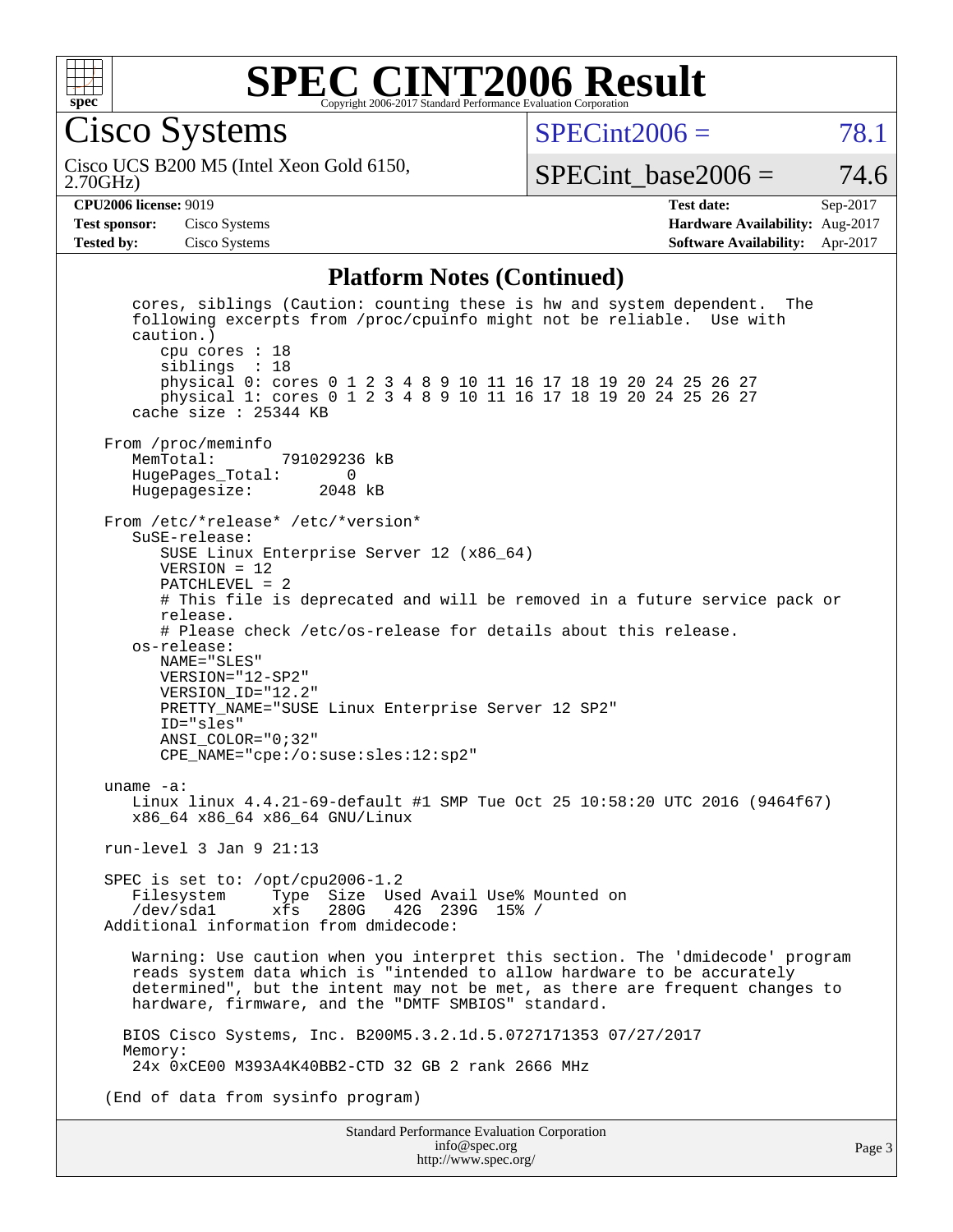# SPEC CINT2006 Result

Copyright 2006-2017 Standard Performance Evaluation Corporation

## Cisco Systems

Cisco UCS B200 M5 (Intel Xeon Gold 6150, 2.70GHz)

SPECint2006 = 78.1

SPECint_base2006 = 74.6

**CPU2006 license:** 9019
**Test sponsor:** Cisco Systems
**Tested by:** Cisco Systems

**Test date:** Sep-2017
**Hardware Availability:** Aug-2017
**Software Availability:** Apr-2017

### Platform Notes (Continued)

```
      cores, siblings (Caution: counting these is hw and system dependent.  The
      following excerpts from /proc/cpuinfo might not be reliable.  Use with
      caution.)
         cpu cores : 18
         siblings  : 18
         physical 0: cores 0 1 2 3 4 8 9 10 11 16 17 18 19 20 24 25 26 27
         physical 1: cores 0 1 2 3 4 8 9 10 11 16 17 18 19 20 24 25 26 27
      cache size : 25344 KB

   From /proc/meminfo
      MemTotal:       791029236 kB
      HugePages_Total:       0
      Hugepagesize:       2048 kB

   From /etc/*release* /etc/*version*
      SuSE-release:
         SUSE Linux Enterprise Server 12 (x86_64)
         VERSION = 12
         PATCHLEVEL = 2
         # This file is deprecated and will be removed in a future service pack or
         release.
         # Please check /etc/os-release for details about this release.
      os-release:
         NAME="SLES"
         VERSION="12-SP2"
         VERSION_ID="12.2"
         PRETTY_NAME="SUSE Linux Enterprise Server 12 SP2"
         ID="sles"
         ANSI_COLOR="0;32"
         CPE_NAME="cpe:/o:suse:sles:12:sp2"

   uname -a:
      Linux linux 4.4.21-69-default #1 SMP Tue Oct 25 10:58:20 UTC 2016 (9464f67)
      x86_64 x86_64 x86_64 GNU/Linux

   run-level 3 Jan 9 21:13

   SPEC is set to: /opt/cpu2006-1.2
      Filesystem     Type  Size  Used Avail Use% Mounted on
      /dev/sda1      xfs   280G   42G  239G  15% /
   Additional information from dmidecode:

      Warning: Use caution when you interpret this section. The 'dmidecode' program
      reads system data which is "intended to allow hardware to be accurately
      determined", but the intent may not be met, as there are frequent changes to
      hardware, firmware, and the "DMTF SMBIOS" standard.

     BIOS Cisco Systems, Inc. B200M5.3.2.1d.5.0727171353 07/27/2017
     Memory:
      24x 0xCE00 M393A4K40BB2-CTD 32 GB 2 rank 2666 MHz

   (End of data from sysinfo program)
```

Standard Performance Evaluation Corporation
info@spec.org
http://www.spec.org/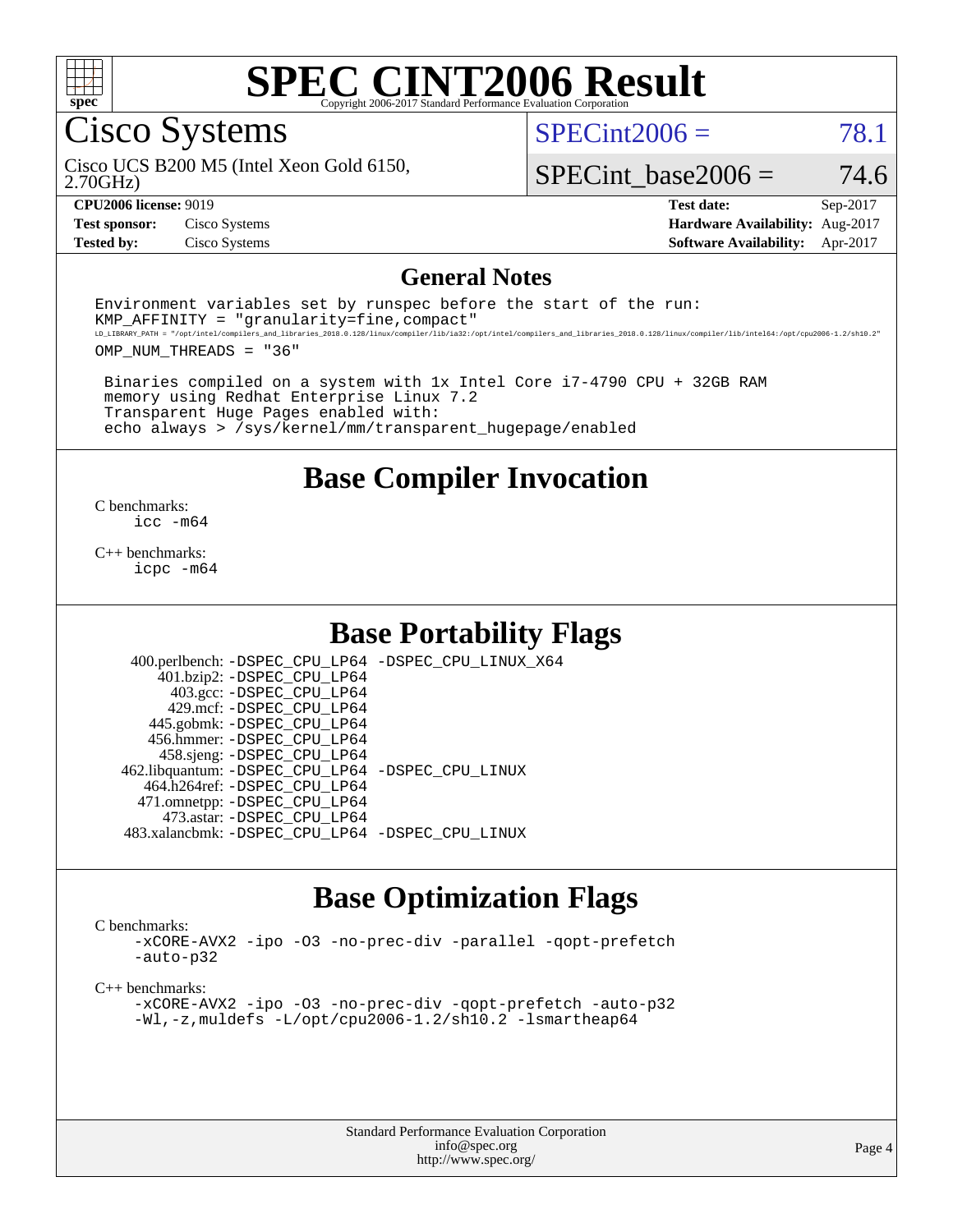# SPEC CINT2006 Result

Copyright 2006-2017 Standard Performance Evaluation Corporation

## Cisco Systems

Cisco UCS B200 M5 (Intel Xeon Gold 6150, 2.70GHz)

SPECint2006 = 78.1

SPECint_base2006 = 74.6

**CPU2006 license:** 9019
**Test sponsor:** Cisco Systems
**Tested by:** Cisco Systems

**Test date:** Sep-2017
**Hardware Availability:** Aug-2017
**Software Availability:** Apr-2017

## General Notes

```
Environment variables set by runspec before the start of the run:
KMP_AFFINITY = "granularity=fine,compact"
LD_LIBRARY_PATH = "/opt/intel/compilers_and_libraries_2018.0.128/linux/compiler/lib/ia32:/opt/intel/compilers_and_libraries_2018.0.128/linux/compiler/lib/intel64:/opt/cpu2006-1.2/sh10.2"
OMP_NUM_THREADS = "36"

 Binaries compiled on a system with 1x Intel Core i7-4790 CPU + 32GB RAM
 memory using Redhat Enterprise Linux 7.2
 Transparent Huge Pages enabled with:
 echo always > /sys/kernel/mm/transparent_hugepage/enabled
```

## Base Compiler Invocation

C benchmarks:
`icc -m64`

C++ benchmarks:
`icpc -m64`

## Base Portability Flags

400.perlbench: -DSPEC_CPU_LP64 -DSPEC_CPU_LINUX_X64
401.bzip2: -DSPEC_CPU_LP64
403.gcc: -DSPEC_CPU_LP64
429.mcf: -DSPEC_CPU_LP64
445.gobmk: -DSPEC_CPU_LP64
456.hmmer: -DSPEC_CPU_LP64
458.sjeng: -DSPEC_CPU_LP64
462.libquantum: -DSPEC_CPU_LP64 -DSPEC_CPU_LINUX
464.h264ref: -DSPEC_CPU_LP64
471.omnetpp: -DSPEC_CPU_LP64
473.astar: -DSPEC_CPU_LP64
483.xalancbmk: -DSPEC_CPU_LP64 -DSPEC_CPU_LINUX

## Base Optimization Flags

C benchmarks:
`-xCORE-AVX2 -ipo -O3 -no-prec-div -parallel -qopt-prefetch -auto-p32`

C++ benchmarks:
`-xCORE-AVX2 -ipo -O3 -no-prec-div -qopt-prefetch -auto-p32 -Wl,-z,muldefs -L/opt/cpu2006-1.2/sh10.2 -lsmartheap64`

Standard Performance Evaluation Corporation
info@spec.org
http://www.spec.org/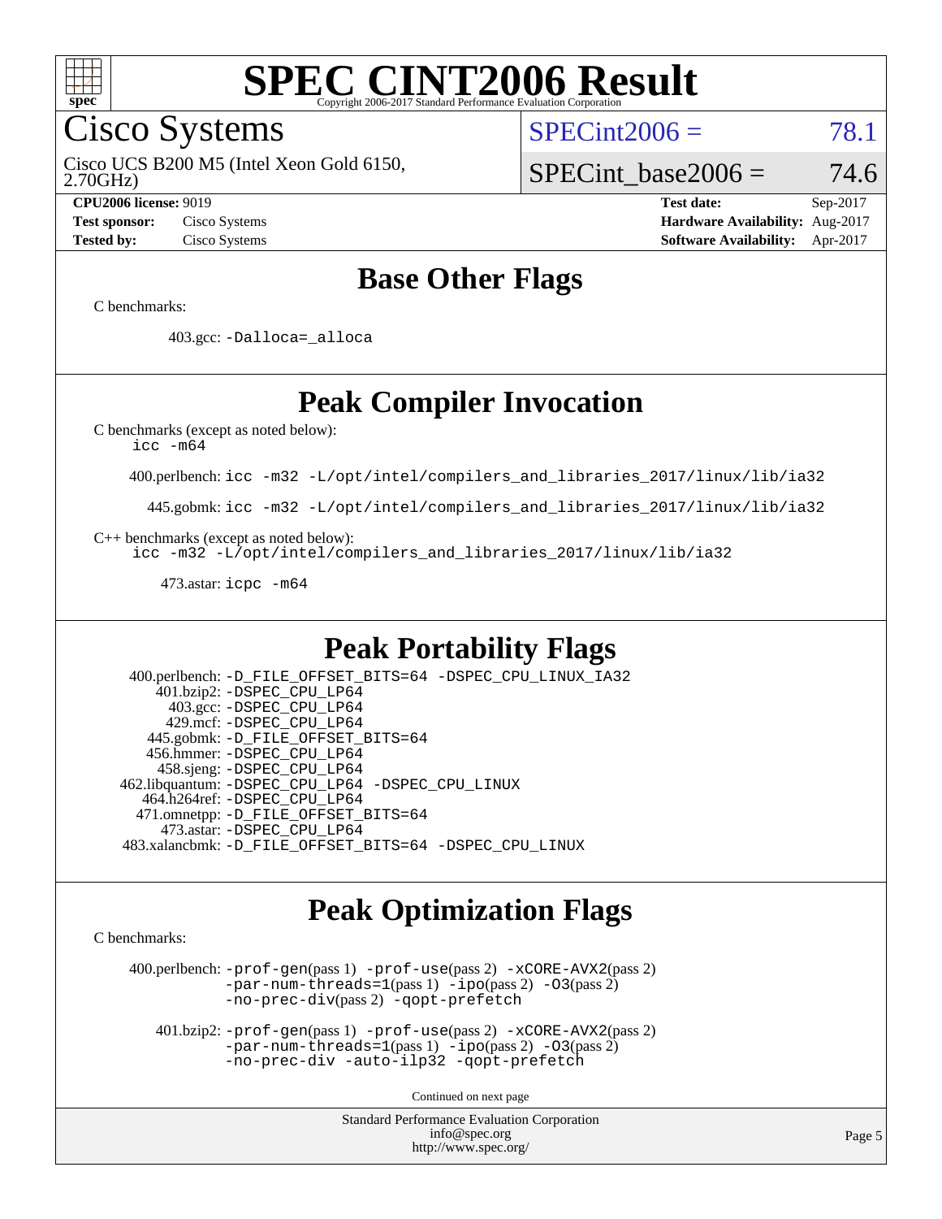# SPEC CINT2006 Result

Copyright 2006-2017 Standard Performance Evaluation Corporation

## Cisco Systems

Cisco UCS B200 M5 (Intel Xeon Gold 6150, 2.70GHz)

SPECint2006 = 78.1

SPECint_base2006 = 74.6

**CPU2006 license:** 9019
**Test sponsor:** Cisco Systems
**Tested by:** Cisco Systems

**Test date:** Sep-2017
**Hardware Availability:** Aug-2017
**Software Availability:** Apr-2017

## Base Other Flags

C benchmarks:

403.gcc: -Dalloca=_alloca

## Peak Compiler Invocation

C benchmarks (except as noted below):
icc -m64

400.perlbench: icc -m32 -L/opt/intel/compilers_and_libraries_2017/linux/lib/ia32

445.gobmk: icc -m32 -L/opt/intel/compilers_and_libraries_2017/linux/lib/ia32

C++ benchmarks (except as noted below):
icc -m32 -L/opt/intel/compilers_and_libraries_2017/linux/lib/ia32

473.astar: icpc -m64

## Peak Portability Flags

400.perlbench: -D_FILE_OFFSET_BITS=64 -DSPEC_CPU_LINUX_IA32
401.bzip2: -DSPEC_CPU_LP64
403.gcc: -DSPEC_CPU_LP64
429.mcf: -DSPEC_CPU_LP64
445.gobmk: -D_FILE_OFFSET_BITS=64
456.hmmer: -DSPEC_CPU_LP64
458.sjeng: -DSPEC_CPU_LP64
462.libquantum: -DSPEC_CPU_LP64 -DSPEC_CPU_LINUX
464.h264ref: -DSPEC_CPU_LP64
471.omnetpp: -D_FILE_OFFSET_BITS=64
473.astar: -DSPEC_CPU_LP64
483.xalancbmk: -D_FILE_OFFSET_BITS=64 -DSPEC_CPU_LINUX

## Peak Optimization Flags

C benchmarks:

400.perlbench: -prof-gen(pass 1) -prof-use(pass 2) -xCORE-AVX2(pass 2) -par-num-threads=1(pass 1) -ipo(pass 2) -O3(pass 2) -no-prec-div(pass 2) -qopt-prefetch

401.bzip2: -prof-gen(pass 1) -prof-use(pass 2) -xCORE-AVX2(pass 2) -par-num-threads=1(pass 1) -ipo(pass 2) -O3(pass 2) -no-prec-div -auto-ilp32 -qopt-prefetch

Continued on next page

Standard Performance Evaluation Corporation
info@spec.org
http://www.spec.org/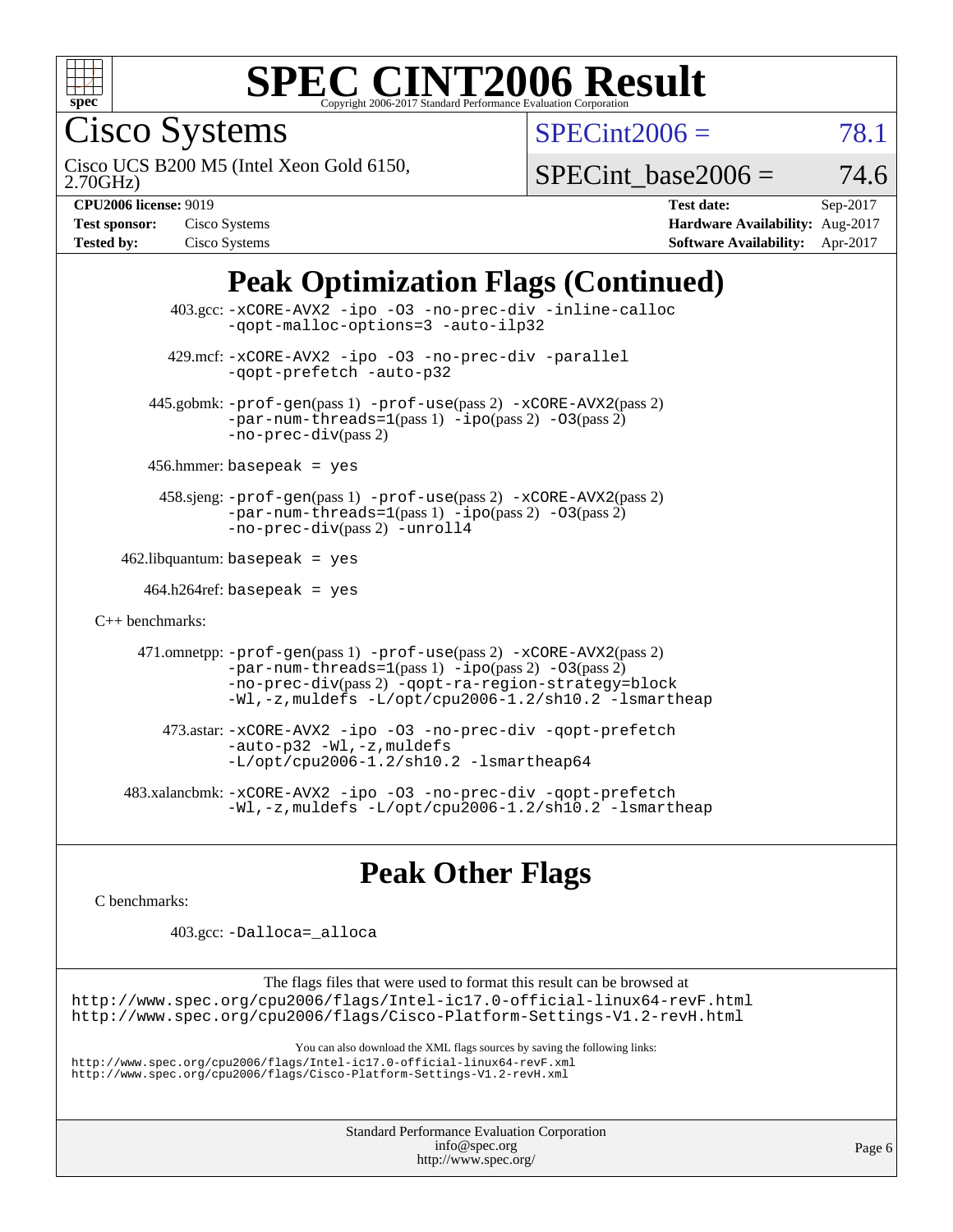# SPEC CINT2006 Result

Copyright 2006-2017 Standard Performance Evaluation Corporation

Cisco Systems

Cisco UCS B200 M5 (Intel Xeon Gold 6150, 2.70GHz)

SPECint2006 = 78.1

SPECint_base2006 = 74.6

| | | | |
|---|---|---|---|
| **CPU2006 license:** 9019 | | **Test date:** | Sep-2017 |
| **Test sponsor:** | Cisco Systems | **Hardware Availability:** | Aug-2017 |
| **Tested by:** | Cisco Systems | **Software Availability:** | Apr-2017 |

## Peak Optimization Flags (Continued)

403.gcc: -xCORE-AVX2 -ipo -O3 -no-prec-div -inline-calloc -qopt-malloc-options=3 -auto-ilp32

429.mcf: -xCORE-AVX2 -ipo -O3 -no-prec-div -parallel -qopt-prefetch -auto-p32

445.gobmk: -prof-gen(pass 1) -prof-use(pass 2) -xCORE-AVX2(pass 2) -par-num-threads=1(pass 1) -ipo(pass 2) -O3(pass 2) -no-prec-div(pass 2)

456.hmmer: basepeak = yes

458.sjeng: -prof-gen(pass 1) -prof-use(pass 2) -xCORE-AVX2(pass 2) -par-num-threads=1(pass 1) -ipo(pass 2) -O3(pass 2) -no-prec-div(pass 2) -unroll4

462.libquantum: basepeak = yes

464.h264ref: basepeak = yes

C++ benchmarks:

471.omnetpp: -prof-gen(pass 1) -prof-use(pass 2) -xCORE-AVX2(pass 2) -par-num-threads=1(pass 1) -ipo(pass 2) -O3(pass 2) -no-prec-div(pass 2) -qopt-ra-region-strategy=block -Wl,-z,muldefs -L/opt/cpu2006-1.2/sh10.2 -lsmartheap

473.astar: -xCORE-AVX2 -ipo -O3 -no-prec-div -qopt-prefetch -auto-p32 -Wl,-z,muldefs -L/opt/cpu2006-1.2/sh10.2 -lsmartheap64

483.xalancbmk: -xCORE-AVX2 -ipo -O3 -no-prec-div -qopt-prefetch -Wl,-z,muldefs -L/opt/cpu2006-1.2/sh10.2 -lsmartheap

## Peak Other Flags

C benchmarks:

403.gcc: -Dalloca=_alloca

The flags files that were used to format this result can be browsed at
http://www.spec.org/cpu2006/flags/Intel-ic17.0-official-linux64-revF.html
http://www.spec.org/cpu2006/flags/Cisco-Platform-Settings-V1.2-revH.html

You can also download the XML flags sources by saving the following links:
http://www.spec.org/cpu2006/flags/Intel-ic17.0-official-linux64-revF.xml
http://www.spec.org/cpu2006/flags/Cisco-Platform-Settings-V1.2-revH.xml

Standard Performance Evaluation Corporation
info@spec.org
http://www.spec.org/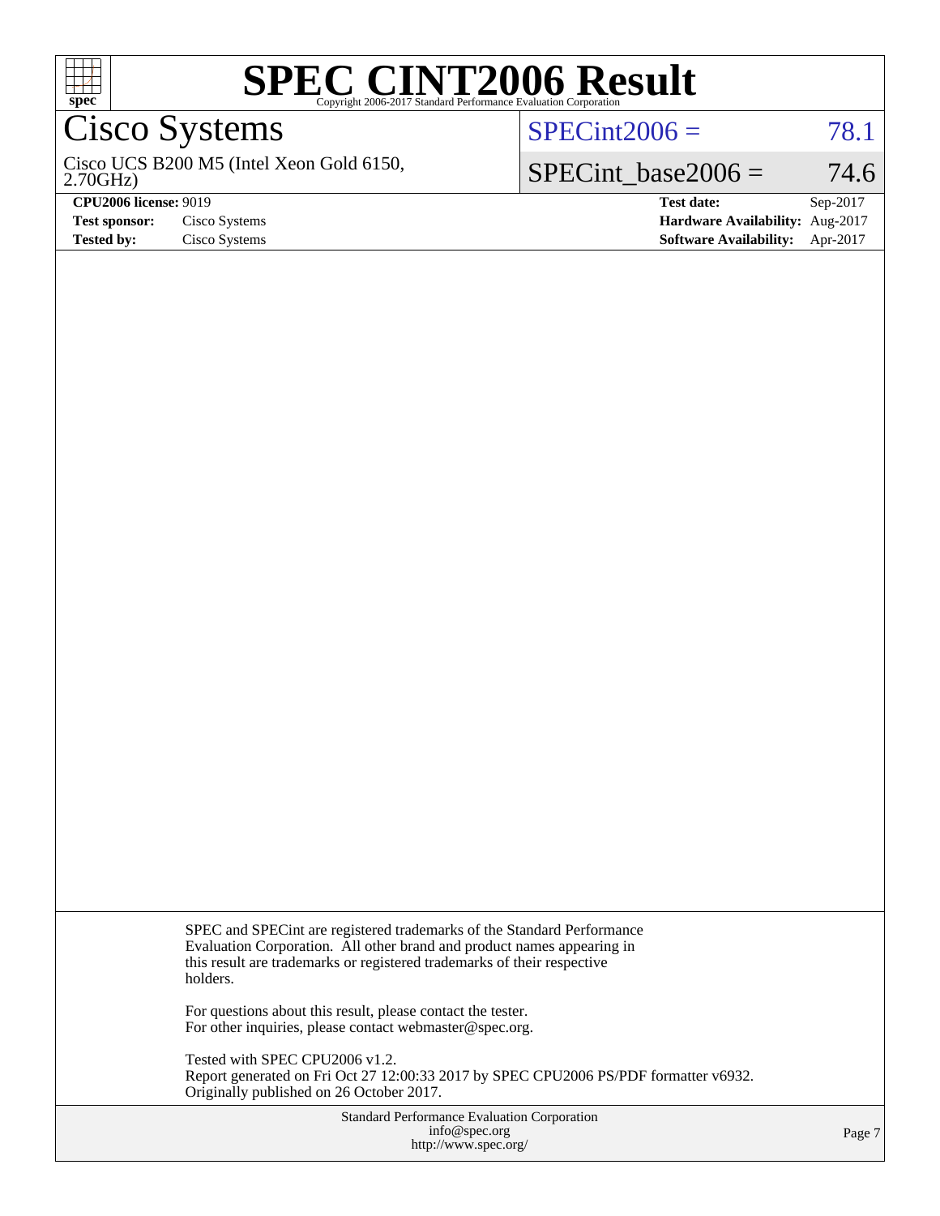SPEC and SPECint are registered trademarks of the Standard Performance Evaluation Corporation. All other brand and product names appearing in this result are trademarks or registered trademarks of their respective holders.

For questions about this result, please contact the tester.
For other inquiries, please contact webmaster@spec.org.

Tested with SPEC CPU2006 v1.2.
Report generated on Fri Oct 27 12:00:33 2017 by SPEC CPU2006 PS/PDF formatter v6932.
Originally published on 26 October 2017.